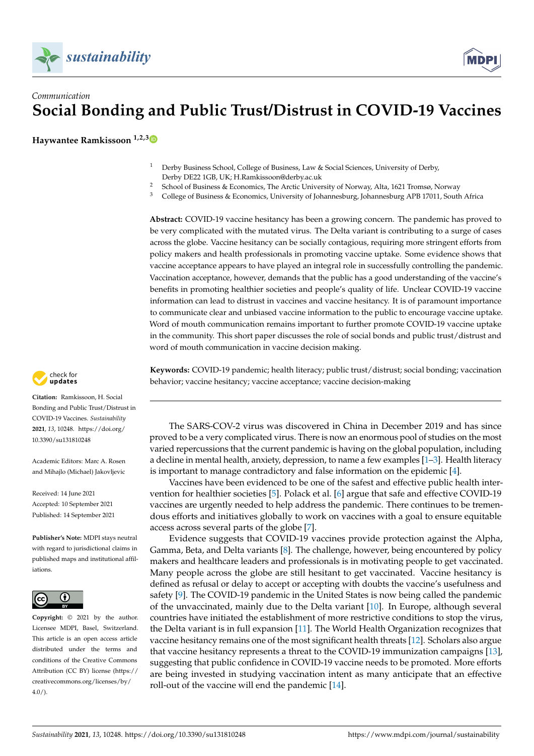*Communication*

# Social Bonding and Public Trust/Distrust in COVID-19 Vaccines

**Haywantee Ramkissoon** [1,2,3]

[1] Derby Business School, College of Business, Law & Social Sciences, University of Derby, Derby DE22 1GB, UK; H.Ramkissoon@derby.ac.uk
[2] School of Business & Economics, The Arctic University of Norway, Alta, 1621 Tromsø, Norway
[3] College of Business & Economics, University of Johannesburg, Johannesburg APB 17011, South Africa

**Abstract:** COVID-19 vaccine hesitancy has been a growing concern. The pandemic has proved to be very complicated with the mutated virus. The Delta variant is contributing to a surge of cases across the globe. Vaccine hesitancy can be socially contagious, requiring more stringent efforts from policy makers and health professionals in promoting vaccine uptake. Some evidence shows that vaccine acceptance appears to have played an integral role in successfully controlling the pandemic. Vaccination acceptance, however, demands that the public has a good understanding of the vaccine's benefits in promoting healthier societies and people's quality of life. Unclear COVID-19 vaccine information can lead to distrust in vaccines and vaccine hesitancy. It is of paramount importance to communicate clear and unbiased vaccine information to the public to encourage vaccine uptake. Word of mouth communication remains important to further promote COVID-19 vaccine uptake in the community. This short paper discusses the role of social bonds and public trust/distrust and word of mouth communication in vaccine decision making.

**Keywords:** COVID-19 pandemic; health literacy; public trust/distrust; social bonding; vaccination behavior; vaccine hesitancy; vaccine acceptance; vaccine decision-making

**Citation:** Ramkissoon, H. Social Bonding and Public Trust/Distrust in COVID-19 Vaccines. *Sustainability* **2021**, *13*, 10248. https://doi.org/10.3390/su131810248

Academic Editors: Marc A. Rosen and Mihajlo (Michael) Jakovljevic

Received: 14 June 2021
Accepted: 10 September 2021
Published: 14 September 2021

**Publisher's Note:** MDPI stays neutral with regard to jurisdictional claims in published maps and institutional affiliations.

**Copyright:** © 2021 by the author. Licensee MDPI, Basel, Switzerland. This article is an open access article distributed under the terms and conditions of the Creative Commons Attribution (CC BY) license (https://creativecommons.org/licenses/by/4.0/).

---

The SARS-COV-2 virus was discovered in China in December 2019 and has since proved to be a very complicated virus. There is now an enormous pool of studies on the most varied repercussions that the current pandemic is having on the global population, including a decline in mental health, anxiety, depression, to name a few examples [1–3]. Health literacy is important to manage contradictory and false information on the epidemic [4].

Vaccines have been evidenced to be one of the safest and effective public health intervention for healthier societies [5]. Polack et al. [6] argue that safe and effective COVID-19 vaccines are urgently needed to help address the pandemic. There continues to be tremendous efforts and initiatives globally to work on vaccines with a goal to ensure equitable access across several parts of the globe [7].

Evidence suggests that COVID-19 vaccines provide protection against the Alpha, Gamma, Beta, and Delta variants [8]. The challenge, however, being encountered by policy makers and healthcare leaders and professionals is in motivating people to get vaccinated. Many people across the globe are still hesitant to get vaccinated. Vaccine hesitancy is defined as refusal or delay to accept or accepting with doubts the vaccine's usefulness and safety [9]. The COVID-19 pandemic in the United States is now being called the pandemic of the unvaccinated, mainly due to the Delta variant [10]. In Europe, although several countries have initiated the establishment of more restrictive conditions to stop the virus, the Delta variant is in full expansion [11]. The World Health Organization recognizes that vaccine hesitancy remains one of the most significant health threats [12]. Scholars also argue that vaccine hesitancy represents a threat to the COVID-19 immunization campaigns [13], suggesting that public confidence in COVID-19 vaccine needs to be promoted. More efforts are being invested in studying vaccination intent as many anticipate that an effective roll-out of the vaccine will end the pandemic [14].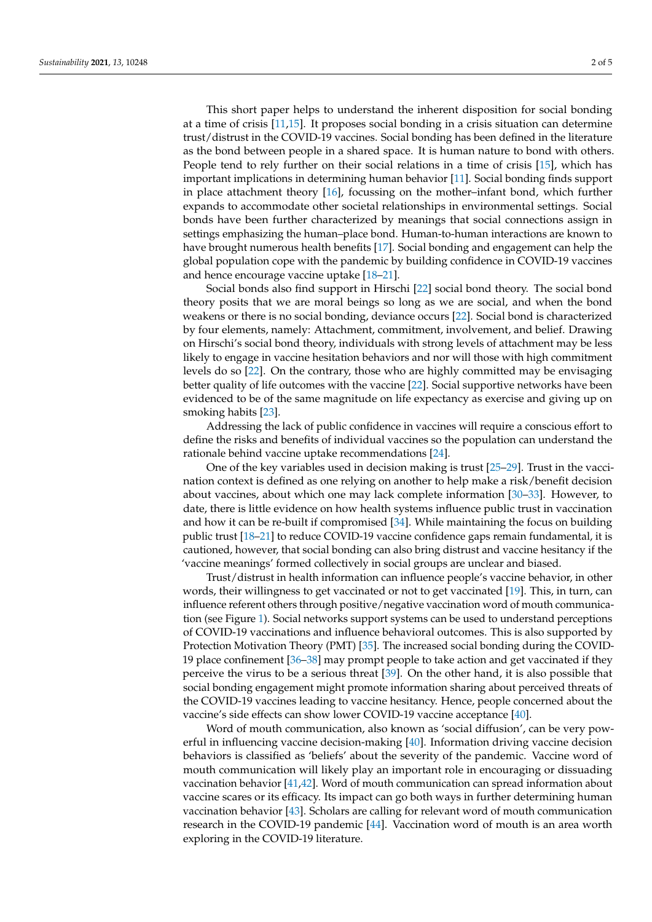This short paper helps to understand the inherent disposition for social bonding at a time of crisis [11,15]. It proposes social bonding in a crisis situation can determine trust/distrust in the COVID-19 vaccines. Social bonding has been defined in the literature as the bond between people in a shared space. It is human nature to bond with others. People tend to rely further on their social relations in a time of crisis [15], which has important implications in determining human behavior [11]. Social bonding finds support in place attachment theory [16], focussing on the mother–infant bond, which further expands to accommodate other societal relationships in environmental settings. Social bonds have been further characterized by meanings that social connections assign in settings emphasizing the human–place bond. Human-to-human interactions are known to have brought numerous health benefits [17]. Social bonding and engagement can help the global population cope with the pandemic by building confidence in COVID-19 vaccines and hence encourage vaccine uptake [18–21].

Social bonds also find support in Hirschi [22] social bond theory. The social bond theory posits that we are moral beings so long as we are social, and when the bond weakens or there is no social bonding, deviance occurs [22]. Social bond is characterized by four elements, namely: Attachment, commitment, involvement, and belief. Drawing on Hirschi's social bond theory, individuals with strong levels of attachment may be less likely to engage in vaccine hesitation behaviors and nor will those with high commitment levels do so [22]. On the contrary, those who are highly committed may be envisaging better quality of life outcomes with the vaccine [22]. Social supportive networks have been evidenced to be of the same magnitude on life expectancy as exercise and giving up on smoking habits [23].

Addressing the lack of public confidence in vaccines will require a conscious effort to define the risks and benefits of individual vaccines so the population can understand the rationale behind vaccine uptake recommendations [24].

One of the key variables used in decision making is trust [25–29]. Trust in the vaccination context is defined as one relying on another to help make a risk/benefit decision about vaccines, about which one may lack complete information [30–33]. However, to date, there is little evidence on how health systems influence public trust in vaccination and how it can be re-built if compromised [34]. While maintaining the focus on building public trust [18–21] to reduce COVID-19 vaccine confidence gaps remain fundamental, it is cautioned, however, that social bonding can also bring distrust and vaccine hesitancy if the 'vaccine meanings' formed collectively in social groups are unclear and biased.

Trust/distrust in health information can influence people's vaccine behavior, in other words, their willingness to get vaccinated or not to get vaccinated [19]. This, in turn, can influence referent others through positive/negative vaccination word of mouth communication (see Figure 1). Social networks support systems can be used to understand perceptions of COVID-19 vaccinations and influence behavioral outcomes. This is also supported by Protection Motivation Theory (PMT) [35]. The increased social bonding during the COVID-19 place confinement [36–38] may prompt people to take action and get vaccinated if they perceive the virus to be a serious threat [39]. On the other hand, it is also possible that social bonding engagement might promote information sharing about perceived threats of the COVID-19 vaccines leading to vaccine hesitancy. Hence, people concerned about the vaccine's side effects can show lower COVID-19 vaccine acceptance [40].

Word of mouth communication, also known as 'social diffusion', can be very powerful in influencing vaccine decision-making [40]. Information driving vaccine decision behaviors is classified as 'beliefs' about the severity of the pandemic. Vaccine word of mouth communication will likely play an important role in encouraging or dissuading vaccination behavior [41,42]. Word of mouth communication can spread information about vaccine scares or its efficacy. Its impact can go both ways in further determining human vaccination behavior [43]. Scholars are calling for relevant word of mouth communication research in the COVID-19 pandemic [44]. Vaccination word of mouth is an area worth exploring in the COVID-19 literature.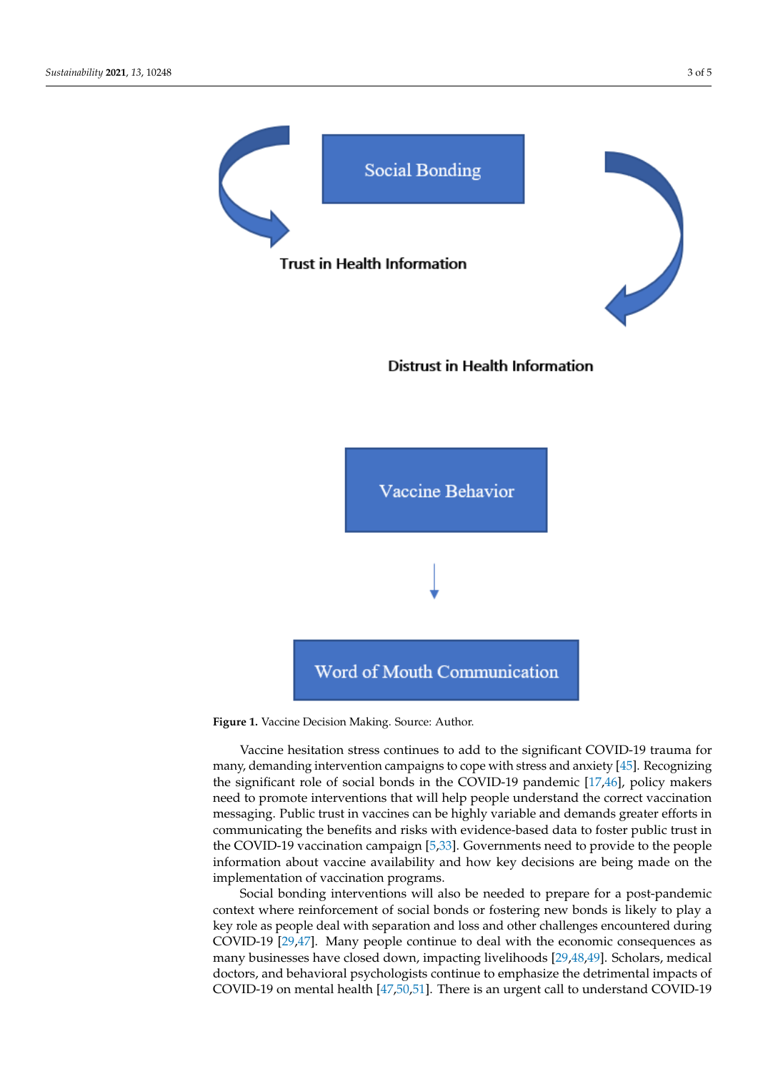Social Bonding

Trust in Health Information

Distrust in Health Information

Vaccine Behavior

Word of Mouth Communication

**Figure 1.** Vaccine Decision Making. Source: Author.

Vaccine hesitation stress continues to add to the significant COVID-19 trauma for many, demanding intervention campaigns to cope with stress and anxiety [45]. Recognizing the significant role of social bonds in the COVID-19 pandemic [17,46], policy makers need to promote interventions that will help people understand the correct vaccination messaging. Public trust in vaccines can be highly variable and demands greater efforts in communicating the benefits and risks with evidence-based data to foster public trust in the COVID-19 vaccination campaign [5,33]. Governments need to provide to the people information about vaccine availability and how key decisions are being made on the implementation of vaccination programs.

Social bonding interventions will also be needed to prepare for a post-pandemic context where reinforcement of social bonds or fostering new bonds is likely to play a key role as people deal with separation and loss and other challenges encountered during COVID-19 [29,47]. Many people continue to deal with the economic consequences as many businesses have closed down, impacting livelihoods [29,48,49]. Scholars, medical doctors, and behavioral psychologists continue to emphasize the detrimental impacts of COVID-19 on mental health [47,50,51]. There is an urgent call to understand COVID-19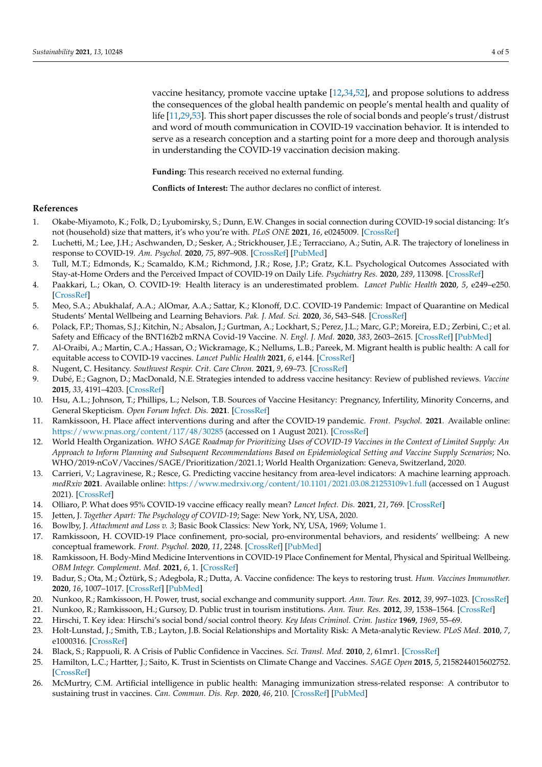vaccine hesitancy, promote vaccine uptake [12,34,52], and propose solutions to address the consequences of the global health pandemic on people's mental health and quality of life [11,29,53]. This short paper discusses the role of social bonds and people's trust/distrust and word of mouth communication in COVID-19 vaccination behavior. It is intended to serve as a research conception and a starting point for a more deep and thorough analysis in understanding the COVID-19 vaccination decision making.

**Funding:** This research received no external funding.

**Conflicts of Interest:** The author declares no conflict of interest.

## References

1. Okabe-Miyamoto, K.; Folk, D.; Lyubomirsky, S.; Dunn, E.W. Changes in social connection during COVID-19 social distancing: It's not (household) size that matters, it's who you're with. *PLoS ONE* **2021**, *16*, e0245009. [CrossRef]
2. Luchetti, M.; Lee, J.H.; Aschwanden, D.; Sesker, A.; Strickhouser, J.E.; Terracciano, A.; Sutin, A.R. The trajectory of loneliness in response to COVID-19. *Am. Psychol.* **2020**, *75*, 897–908. [CrossRef] [PubMed]
3. Tull, M.T.; Edmonds, K.; Scamaldo, K.M.; Richmond, J.R.; Rose, J.P.; Gratz, K.L. Psychological Outcomes Associated with Stay-at-Home Orders and the Perceived Impact of COVID-19 on Daily Life. *Psychiatry Res.* **2020**, *289*, 113098. [CrossRef]
4. Paakkari, L.; Okan, O. COVID-19: Health literacy is an underestimated problem. *Lancet Public Health* **2020**, *5*, e249–e250. [CrossRef]
5. Meo, S.A.; Abukhalaf, A.A.; AlOmar, A.A.; Sattar, K.; Klonoff, D.C. COVID-19 Pandemic: Impact of Quarantine on Medical Students' Mental Wellbeing and Learning Behaviors. *Pak. J. Med. Sci.* **2020**, *36*, S43–S48. [CrossRef]
6. Polack, F.P.; Thomas, S.J.; Kitchin, N.; Absalon, J.; Gurtman, A.; Lockhart, S.; Perez, J.L.; Marc, G.P.; Moreira, E.D.; Zerbini, C.; et al. Safety and Efficacy of the BNT162b2 mRNA Covid-19 Vaccine. *N. Engl. J. Med.* **2020**, *383*, 2603–2615. [CrossRef] [PubMed]
7. Al-Oraibi, A.; Martin, C.A.; Hassan, O.; Wickramage, K.; Nellums, L.B.; Pareek, M. Migrant health is public health: A call for equitable access to COVID-19 vaccines. *Lancet Public Health* **2021**, *6*, e144. [CrossRef]
8. Nugent, C. Hesitancy. *Southwest Respir. Crit. Care Chron.* **2021**, *9*, 69–73. [CrossRef]
9. Dubé, E.; Gagnon, D.; MacDonald, N.E. Strategies intended to address vaccine hesitancy: Review of published reviews. *Vaccine* **2015**, *33*, 4191–4203. [CrossRef]
10. Hsu, A.L.; Johnson, T.; Phillips, L.; Nelson, T.B. Sources of Vaccine Hesitancy: Pregnancy, Infertility, Minority Concerns, and General Skepticism. *Open Forum Infect. Dis.* **2021**. [CrossRef]
11. Ramkissoon, H. Place affect interventions during and after the COVID-19 pandemic. *Front. Psychol.* **2021**. Available online: https://www.pnas.org/content/117/48/30285 (accessed on 1 August 2021). [CrossRef]
12. World Health Organization. *WHO SAGE Roadmap for Prioritizing Uses of COVID-19 Vaccines in the Context of Limited Supply: An Approach to Inform Planning and Subsequent Recommendations Based on Epidemiological Setting and Vaccine Supply Scenarios*; No. WHO/2019-nCoV/Vaccines/SAGE/Prioritization/2021.1; World Health Organization: Geneva, Switzerland, 2020.
13. Carrieri, V.; Lagravinese, R.; Resce, G. Predicting vaccine hesitancy from area-level indicators: A machine learning approach. *medRxiv* **2021**. Available online: https://www.medrxiv.org/content/10.1101/2021.03.08.21253109v1.full (accessed on 1 August 2021). [CrossRef]
14. Olliaro, P. What does 95% COVID-19 vaccine efficacy really mean? *Lancet Infect. Dis.* **2021**, *21*, 769. [CrossRef]
15. Jetten, J. *Together Apart: The Psychology of COVID-19*; Sage: New York, NY, USA, 2020.
16. Bowlby, J. *Attachment and Loss v. 3*; Basic Book Classics: New York, NY, USA, 1969; Volume 1.
17. Ramkissoon, H. COVID-19 Place confinement, pro-social, pro-environmental behaviors, and residents' wellbeing: A new conceptual framework. *Front. Psychol.* **2020**, *11*, 2248. [CrossRef] [PubMed]
18. Ramkissoon, H. Body-Mind Medicine Interventions in COVID-19 Place Confinement for Mental, Physical and Spiritual Wellbeing. *OBM Integr. Complement. Med.* **2021**, *6*, 1. [CrossRef]
19. Badur, S.; Ota, M.; Öztürk, S.; Adegbola, R.; Dutta, A. Vaccine confidence: The keys to restoring trust. *Hum. Vaccines Immunother.* **2020**, *16*, 1007–1017. [CrossRef] [PubMed]
20. Nunkoo, R.; Ramkissoon, H. Power, trust, social exchange and community support. *Ann. Tour. Res.* **2012**, *39*, 997–1023. [CrossRef]
21. Nunkoo, R.; Ramkissoon, H.; Gursoy, D. Public trust in tourism institutions. *Ann. Tour. Res.* **2012**, *39*, 1538–1564. [CrossRef]
22. Hirschi, T. Key idea: Hirschi's social bond/social control theory. *Key Ideas Criminol. Crim. Justice* **1969**, *1969*, 55–69.
23. Holt-Lunstad, J.; Smith, T.B.; Layton, J.B. Social Relationships and Mortality Risk: A Meta-analytic Review. *PLoS Med.* **2010**, *7*, e1000316. [CrossRef]
24. Black, S.; Rappuoli, R. A Crisis of Public Confidence in Vaccines. *Sci. Transl. Med.* **2010**, *2*, 61mr1. [CrossRef]
25. Hamilton, L.C.; Hartter, J.; Saito, K. Trust in Scientists on Climate Change and Vaccines. *SAGE Open* **2015**, *5*, 2158244015602752. [CrossRef]
26. McMurtry, C.M. Artificial intelligence in public health: Managing immunization stress-related response: A contributor to sustaining trust in vaccines. *Can. Commun. Dis. Rep.* **2020**, *46*, 210. [CrossRef] [PubMed]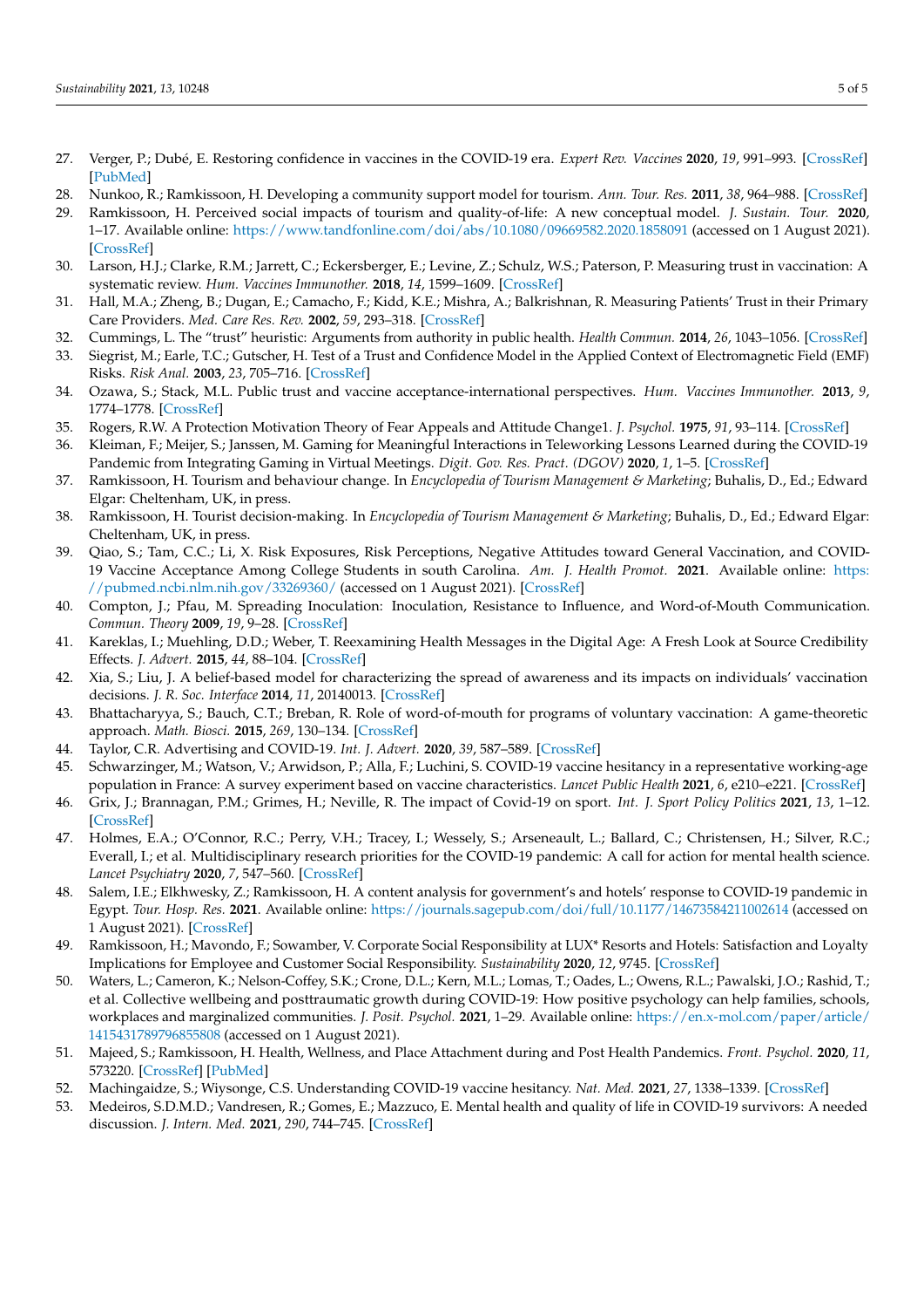27. Verger, P.; Dubé, E. Restoring confidence in vaccines in the COVID-19 era. *Expert Rev. Vaccines* **2020**, *19*, 991–993. [CrossRef] [PubMed]
28. Nunkoo, R.; Ramkissoon, H. Developing a community support model for tourism. *Ann. Tour. Res.* **2011**, *38*, 964–988. [CrossRef]
29. Ramkissoon, H. Perceived social impacts of tourism and quality-of-life: A new conceptual model. *J. Sustain. Tour.* **2020**, 1–17. Available online: https://www.tandfonline.com/doi/abs/10.1080/09669582.2020.1858091 (accessed on 1 August 2021). [CrossRef]
30. Larson, H.J.; Clarke, R.M.; Jarrett, C.; Eckersberger, E.; Levine, Z.; Schulz, W.S.; Paterson, P. Measuring trust in vaccination: A systematic review. *Hum. Vaccines Immunother.* **2018**, *14*, 1599–1609. [CrossRef]
31. Hall, M.A.; Zheng, B.; Dugan, E.; Camacho, F.; Kidd, K.E.; Mishra, A.; Balkrishnan, R. Measuring Patients' Trust in their Primary Care Providers. *Med. Care Res. Rev.* **2002**, *59*, 293–318. [CrossRef]
32. Cummings, L. The "trust" heuristic: Arguments from authority in public health. *Health Commun.* **2014**, *26*, 1043–1056. [CrossRef]
33. Siegrist, M.; Earle, T.C.; Gutscher, H. Test of a Trust and Confidence Model in the Applied Context of Electromagnetic Field (EMF) Risks. *Risk Anal.* **2003**, *23*, 705–716. [CrossRef]
34. Ozawa, S.; Stack, M.L. Public trust and vaccine acceptance-international perspectives. *Hum. Vaccines Immunother.* **2013**, *9*, 1774–1778. [CrossRef]
35. Rogers, R.W. A Protection Motivation Theory of Fear Appeals and Attitude Change1. *J. Psychol.* **1975**, *91*, 93–114. [CrossRef]
36. Kleiman, F.; Meijer, S.; Janssen, M. Gaming for Meaningful Interactions in Teleworking Lessons Learned during the COVID-19 Pandemic from Integrating Gaming in Virtual Meetings. *Digit. Gov. Res. Pract. (DGOV)* **2020**, *1*, 1–5. [CrossRef]
37. Ramkissoon, H. Tourism and behaviour change. In *Encyclopedia of Tourism Management & Marketing*; Buhalis, D., Ed.; Edward Elgar: Cheltenham, UK, in press.
38. Ramkissoon, H. Tourist decision-making. In *Encyclopedia of Tourism Management & Marketing*; Buhalis, D., Ed.; Edward Elgar: Cheltenham, UK, in press.
39. Qiao, S.; Tam, C.C.; Li, X. Risk Exposures, Risk Perceptions, Negative Attitudes toward General Vaccination, and COVID-19 Vaccine Acceptance Among College Students in south Carolina. *Am. J. Health Promot.* **2021**. Available online: https://pubmed.ncbi.nlm.nih.gov/33269360/ (accessed on 1 August 2021). [CrossRef]
40. Compton, J.; Pfau, M. Spreading Inoculation: Inoculation, Resistance to Influence, and Word-of-Mouth Communication. *Commun. Theory* **2009**, *19*, 9–28. [CrossRef]
41. Kareklas, I.; Muehling, D.D.; Weber, T. Reexamining Health Messages in the Digital Age: A Fresh Look at Source Credibility Effects. *J. Advert.* **2015**, *44*, 88–104. [CrossRef]
42. Xia, S.; Liu, J. A belief-based model for characterizing the spread of awareness and its impacts on individuals' vaccination decisions. *J. R. Soc. Interface* **2014**, *11*, 20140013. [CrossRef]
43. Bhattacharyya, S.; Bauch, C.T.; Breban, R. Role of word-of-mouth for programs of voluntary vaccination: A game-theoretic approach. *Math. Biosci.* **2015**, *269*, 130–134. [CrossRef]
44. Taylor, C.R. Advertising and COVID-19. *Int. J. Advert.* **2020**, *39*, 587–589. [CrossRef]
45. Schwarzinger, M.; Watson, V.; Arwidson, P.; Alla, F.; Luchini, S. COVID-19 vaccine hesitancy in a representative working-age population in France: A survey experiment based on vaccine characteristics. *Lancet Public Health* **2021**, *6*, e210–e221. [CrossRef]
46. Grix, J.; Brannagan, P.M.; Grimes, H.; Neville, R. The impact of Covid-19 on sport. *Int. J. Sport Policy Politics* **2021**, *13*, 1–12. [CrossRef]
47. Holmes, E.A.; O'Connor, R.C.; Perry, V.H.; Tracey, I.; Wessely, S.; Arseneault, L.; Ballard, C.; Christensen, H.; Silver, R.C.; Everall, I.; et al. Multidisciplinary research priorities for the COVID-19 pandemic: A call for action for mental health science. *Lancet Psychiatry* **2020**, *7*, 547–560. [CrossRef]
48. Salem, I.E.; Elkhwesky, Z.; Ramkissoon, H. A content analysis for government's and hotels' response to COVID-19 pandemic in Egypt. *Tour. Hosp. Res.* **2021**. Available online: https://journals.sagepub.com/doi/full/10.1177/14673584211002614 (accessed on 1 August 2021). [CrossRef]
49. Ramkissoon, H.; Mavondo, F.; Sowamber, V. Corporate Social Responsibility at LUX* Resorts and Hotels: Satisfaction and Loyalty Implications for Employee and Customer Social Responsibility. *Sustainability* **2020**, *12*, 9745. [CrossRef]
50. Waters, L.; Cameron, K.; Nelson-Coffey, S.K.; Crone, D.L.; Kern, M.L.; Lomas, T.; Oades, L.; Owens, R.L.; Pawalski, J.O.; Rashid, T.; et al. Collective wellbeing and posttraumatic growth during COVID-19: How positive psychology can help families, schools, workplaces and marginalized communities. *J. Posit. Psychol.* **2021**, 1–29. Available online: https://en.x-mol.com/paper/article/1415431789796855808 (accessed on 1 August 2021).
51. Majeed, S.; Ramkissoon, H. Health, Wellness, and Place Attachment during and Post Health Pandemics. *Front. Psychol.* **2020**, *11*, 573220. [CrossRef] [PubMed]
52. Machingaidze, S.; Wiysonge, C.S. Understanding COVID-19 vaccine hesitancy. *Nat. Med.* **2021**, *27*, 1338–1339. [CrossRef]
53. Medeiros, S.D.M.D.; Vandresen, R.; Gomes, E.; Mazzuco, E. Mental health and quality of life in COVID-19 survivors: A needed discussion. *J. Intern. Med.* **2021**, *290*, 744–745. [CrossRef]